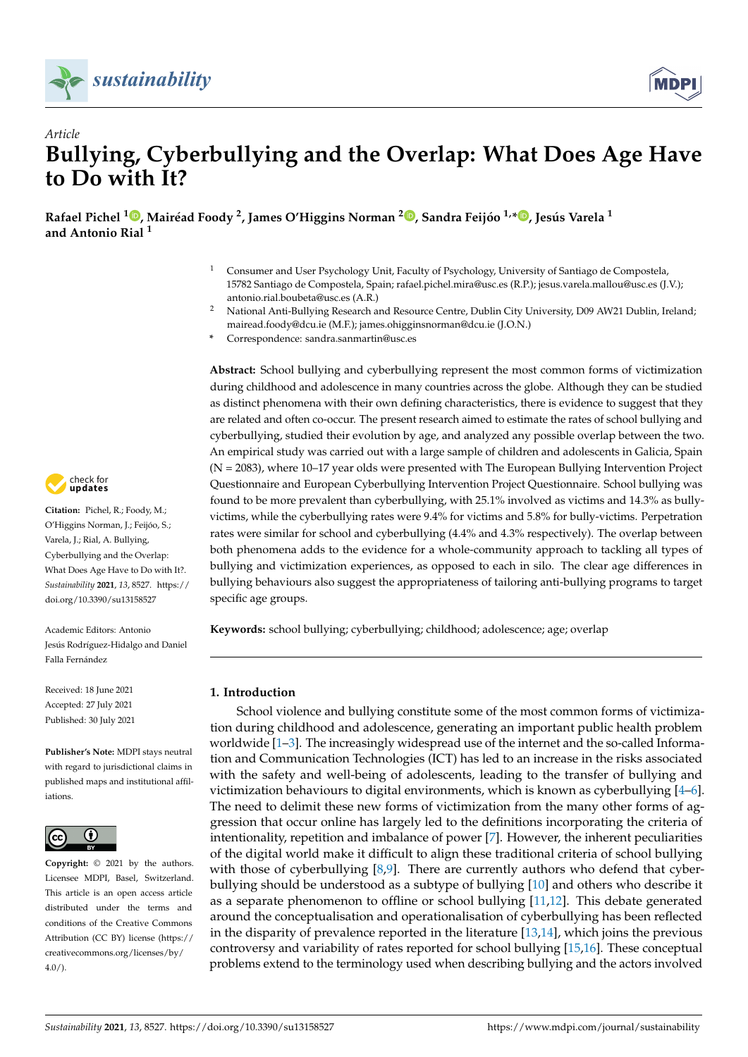*Article*

# Bullying, Cyberbullying and the Overlap: What Does Age Have to Do with It?

**Rafael Pichel [1], Mairéad Foody [2], James O'Higgins Norman [2], Sandra Feijóo [1,*], Jesús Varela [1] and Antonio Rial [1]**

[1] Consumer and User Psychology Unit, Faculty of Psychology, University of Santiago de Compostela, 15782 Santiago de Compostela, Spain; rafael.pichel.mira@usc.es (R.P.); jesus.varela.mallou@usc.es (J.V.); antonio.rial.boubeta@usc.es (A.R.)

[2] National Anti-Bullying Research and Resource Centre, Dublin City University, D09 AW21 Dublin, Ireland; mairead.foody@dcu.ie (M.F.); james.ohigginsnorman@dcu.ie (J.O.N.)

\* Correspondence: sandra.sanmartin@usc.es

**Abstract:** School bullying and cyberbullying represent the most common forms of victimization during childhood and adolescence in many countries across the globe. Although they can be studied as distinct phenomena with their own defining characteristics, there is evidence to suggest that they are related and often co-occur. The present research aimed to estimate the rates of school bullying and cyberbullying, studied their evolution by age, and analyzed any possible overlap between the two. An empirical study was carried out with a large sample of children and adolescents in Galicia, Spain (N = 2083), where 10–17 year olds were presented with The European Bullying Intervention Project Questionnaire and European Cyberbullying Intervention Project Questionnaire. School bullying was found to be more prevalent than cyberbullying, with 25.1% involved as victims and 14.3% as bully-victims, while the cyberbullying rates were 9.4% for victims and 5.8% for bully-victims. Perpetration rates were similar for school and cyberbullying (4.4% and 4.3% respectively). The overlap between both phenomena adds to the evidence for a whole-community approach to tackling all types of bullying and victimization experiences, as opposed to each in silo. The clear age differences in bullying behaviours also suggest the appropriateness of tailoring anti-bullying programs to target specific age groups.

**Keywords:** school bullying; cyberbullying; childhood; adolescence; age; overlap

**Citation:** Pichel, R.; Foody, M.; O'Higgins Norman, J.; Feijóo, S.; Varela, J.; Rial, A. Bullying, Cyberbullying and the Overlap: What Does Age Have to Do with It?. *Sustainability* **2021**, *13*, 8527. https://doi.org/10.3390/su13158527

Academic Editors: Antonio Jesús Rodríguez-Hidalgo and Daniel Falla Fernández

Received: 18 June 2021
Accepted: 27 July 2021
Published: 30 July 2021

**Publisher's Note:** MDPI stays neutral with regard to jurisdictional claims in published maps and institutional affiliations.

**Copyright:** © 2021 by the authors. Licensee MDPI, Basel, Switzerland. This article is an open access article distributed under the terms and conditions of the Creative Commons Attribution (CC BY) license (https://creativecommons.org/licenses/by/4.0/).

## 1. Introduction

School violence and bullying constitute some of the most common forms of victimization during childhood and adolescence, generating an important public health problem worldwide [1–3]. The increasingly widespread use of the internet and the so-called Information and Communication Technologies (ICT) has led to an increase in the risks associated with the safety and well-being of adolescents, leading to the transfer of bullying and victimization behaviours to digital environments, which is known as cyberbullying [4–6]. The need to delimit these new forms of victimization from the many other forms of aggression that occur online has largely led to the definitions incorporating the criteria of intentionality, repetition and imbalance of power [7]. However, the inherent peculiarities of the digital world make it difficult to align these traditional criteria of school bullying with those of cyberbullying [8,9]. There are currently authors who defend that cyberbullying should be understood as a subtype of bullying [10] and others who describe it as a separate phenomenon to offline or school bullying [11,12]. This debate generated around the conceptualisation and operationalisation of cyberbullying has been reflected in the disparity of prevalence reported in the literature [13,14], which joins the previous controversy and variability of rates reported for school bullying [15,16]. These conceptual problems extend to the terminology used when describing bullying and the actors involved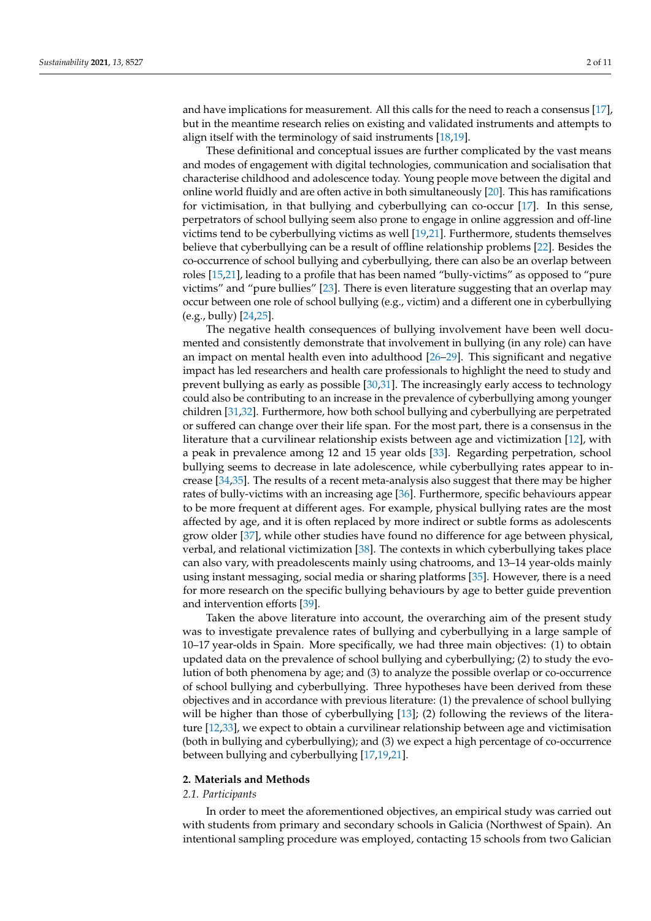and have implications for measurement. All this calls for the need to reach a consensus [17], but in the meantime research relies on existing and validated instruments and attempts to align itself with the terminology of said instruments [18,19].

These definitional and conceptual issues are further complicated by the vast means and modes of engagement with digital technologies, communication and socialisation that characterise childhood and adolescence today. Young people move between the digital and online world fluidly and are often active in both simultaneously [20]. This has ramifications for victimisation, in that bullying and cyberbullying can co-occur [17]. In this sense, perpetrators of school bullying seem also prone to engage in online aggression and off-line victims tend to be cyberbullying victims as well [19,21]. Furthermore, students themselves believe that cyberbullying can be a result of offline relationship problems [22]. Besides the co-occurrence of school bullying and cyberbullying, there can also be an overlap between roles [15,21], leading to a profile that has been named "bully-victims" as opposed to "pure victims" and "pure bullies" [23]. There is even literature suggesting that an overlap may occur between one role of school bullying (e.g., victim) and a different one in cyberbullying (e.g., bully) [24,25].

The negative health consequences of bullying involvement have been well documented and consistently demonstrate that involvement in bullying (in any role) can have an impact on mental health even into adulthood [26–29]. This significant and negative impact has led researchers and health care professionals to highlight the need to study and prevent bullying as early as possible [30,31]. The increasingly early access to technology could also be contributing to an increase in the prevalence of cyberbullying among younger children [31,32]. Furthermore, how both school bullying and cyberbullying are perpetrated or suffered can change over their life span. For the most part, there is a consensus in the literature that a curvilinear relationship exists between age and victimization [12], with a peak in prevalence among 12 and 15 year olds [33]. Regarding perpetration, school bullying seems to decrease in late adolescence, while cyberbullying rates appear to increase [34,35]. The results of a recent meta-analysis also suggest that there may be higher rates of bully-victims with an increasing age [36]. Furthermore, specific behaviours appear to be more frequent at different ages. For example, physical bullying rates are the most affected by age, and it is often replaced by more indirect or subtle forms as adolescents grow older [37], while other studies have found no difference for age between physical, verbal, and relational victimization [38]. The contexts in which cyberbullying takes place can also vary, with preadolescents mainly using chatrooms, and 13–14 year-olds mainly using instant messaging, social media or sharing platforms [35]. However, there is a need for more research on the specific bullying behaviours by age to better guide prevention and intervention efforts [39].

Taken the above literature into account, the overarching aim of the present study was to investigate prevalence rates of bullying and cyberbullying in a large sample of 10–17 year-olds in Spain. More specifically, we had three main objectives: (1) to obtain updated data on the prevalence of school bullying and cyberbullying; (2) to study the evolution of both phenomena by age; and (3) to analyze the possible overlap or co-occurrence of school bullying and cyberbullying. Three hypotheses have been derived from these objectives and in accordance with previous literature: (1) the prevalence of school bullying will be higher than those of cyberbullying [13]; (2) following the reviews of the literature [12,33], we expect to obtain a curvilinear relationship between age and victimisation (both in bullying and cyberbullying); and (3) we expect a high percentage of co-occurrence between bullying and cyberbullying [17,19,21].

## 2. Materials and Methods

### 2.1. Participants

In order to meet the aforementioned objectives, an empirical study was carried out with students from primary and secondary schools in Galicia (Northwest of Spain). An intentional sampling procedure was employed, contacting 15 schools from two Galician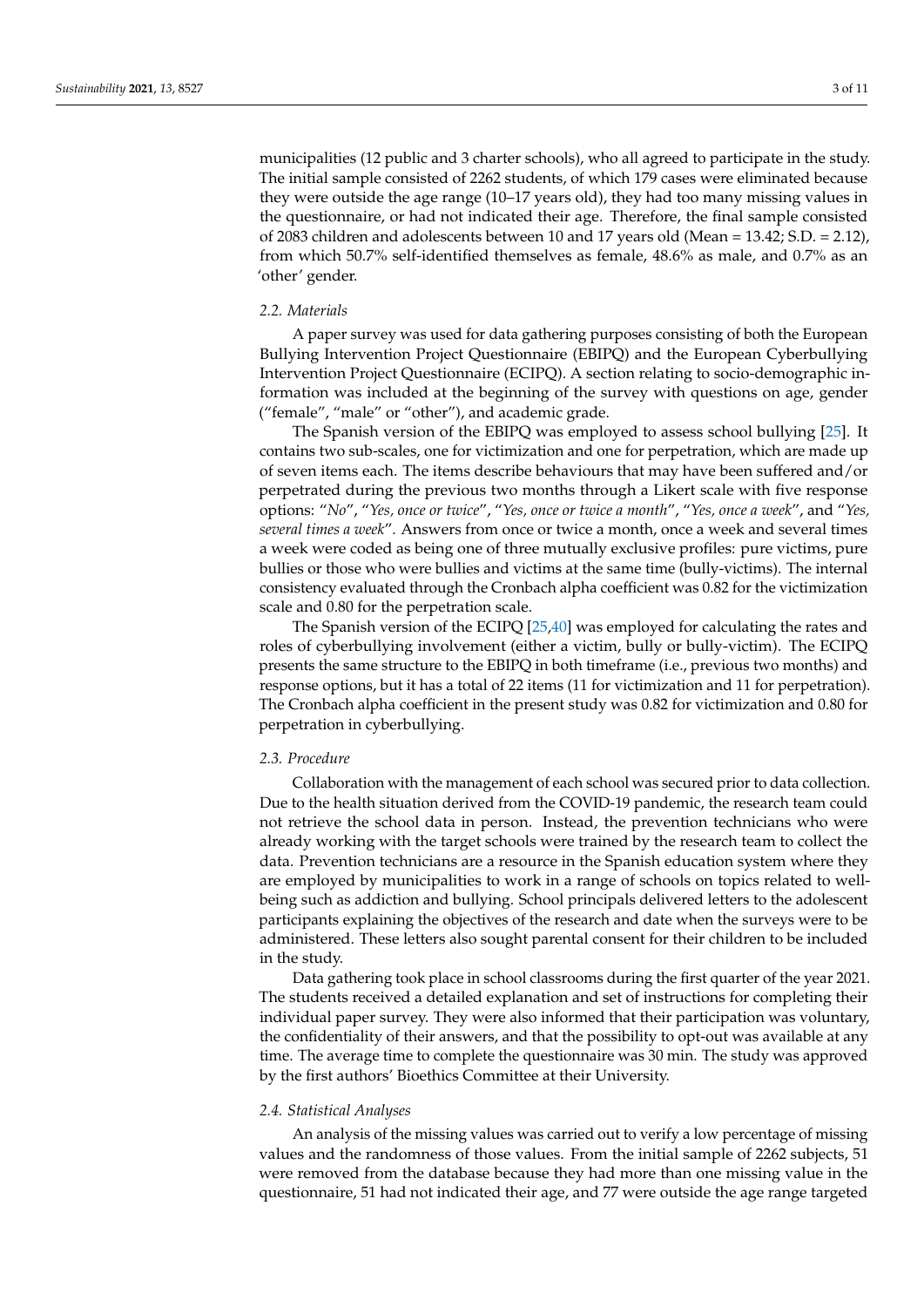municipalities (12 public and 3 charter schools), who all agreed to participate in the study. The initial sample consisted of 2262 students, of which 179 cases were eliminated because they were outside the age range (10–17 years old), they had too many missing values in the questionnaire, or had not indicated their age. Therefore, the final sample consisted of 2083 children and adolescents between 10 and 17 years old (Mean = 13.42; S.D. = 2.12), from which 50.7% self-identified themselves as female, 48.6% as male, and 0.7% as an 'other' gender.

### 2.2. Materials

A paper survey was used for data gathering purposes consisting of both the European Bullying Intervention Project Questionnaire (EBIPQ) and the European Cyberbullying Intervention Project Questionnaire (ECIPQ). A section relating to socio-demographic information was included at the beginning of the survey with questions on age, gender ("female", "male" or "other"), and academic grade.

The Spanish version of the EBIPQ was employed to assess school bullying [25]. It contains two sub-scales, one for victimization and one for perpetration, which are made up of seven items each. The items describe behaviours that may have been suffered and/or perpetrated during the previous two months through a Likert scale with five response options: "*No*", "*Yes, once or twice*", "*Yes, once or twice a month*", "*Yes, once a week*", and "*Yes, several times a week*". Answers from once or twice a month, once a week and several times a week were coded as being one of three mutually exclusive profiles: pure victims, pure bullies or those who were bullies and victims at the same time (bully-victims). The internal consistency evaluated through the Cronbach alpha coefficient was 0.82 for the victimization scale and 0.80 for the perpetration scale.

The Spanish version of the ECIPQ [25,40] was employed for calculating the rates and roles of cyberbullying involvement (either a victim, bully or bully-victim). The ECIPQ presents the same structure to the EBIPQ in both timeframe (i.e., previous two months) and response options, but it has a total of 22 items (11 for victimization and 11 for perpetration). The Cronbach alpha coefficient in the present study was 0.82 for victimization and 0.80 for perpetration in cyberbullying.

### 2.3. Procedure

Collaboration with the management of each school was secured prior to data collection. Due to the health situation derived from the COVID-19 pandemic, the research team could not retrieve the school data in person. Instead, the prevention technicians who were already working with the target schools were trained by the research team to collect the data. Prevention technicians are a resource in the Spanish education system where they are employed by municipalities to work in a range of schools on topics related to well-being such as addiction and bullying. School principals delivered letters to the adolescent participants explaining the objectives of the research and date when the surveys were to be administered. These letters also sought parental consent for their children to be included in the study.

Data gathering took place in school classrooms during the first quarter of the year 2021. The students received a detailed explanation and set of instructions for completing their individual paper survey. They were also informed that their participation was voluntary, the confidentiality of their answers, and that the possibility to opt-out was available at any time. The average time to complete the questionnaire was 30 min. The study was approved by the first authors' Bioethics Committee at their University.

### 2.4. Statistical Analyses

An analysis of the missing values was carried out to verify a low percentage of missing values and the randomness of those values. From the initial sample of 2262 subjects, 51 were removed from the database because they had more than one missing value in the questionnaire, 51 had not indicated their age, and 77 were outside the age range targeted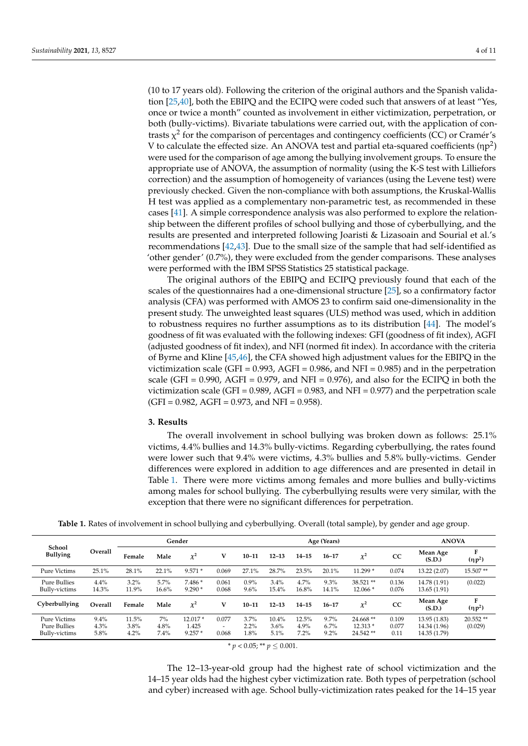(10 to 17 years old). Following the criterion of the original authors and the Spanish validation [25,40], both the EBIPQ and the ECIPQ were coded such that answers of at least "Yes, once or twice a month" counted as involvement in either victimization, perpetration, or both (bully-victims). Bivariate tabulations were carried out, with the application of contrasts $\chi^2$ for the comparison of percentages and contingency coefficients (CC) or Cramér's V to calculate the effected size. An ANOVA test and partial eta-squared coefficients ($\eta p^2$) were used for the comparison of age among the bullying involvement groups. To ensure the appropriate use of ANOVA, the assumption of normality (using the K-S test with Lilliefors correction) and the assumption of homogeneity of variances (using the Levene test) were previously checked. Given the non-compliance with both assumptions, the Kruskal-Wallis H test was applied as a complementary non-parametric test, as recommended in these cases [41]. A simple correspondence analysis was also performed to explore the relationship between the different profiles of school bullying and those of cyberbullying, and the results are presented and interpreted following Joaristi & Lizasoain and Sourial et al.'s recommendations [42,43]. Due to the small size of the sample that had self-identified as 'other gender' (0.7%), they were excluded from the gender comparisons. These analyses were performed with the IBM SPSS Statistics 25 statistical package.

The original authors of the EBIPQ and ECIPQ previously found that each of the scales of the questionnaires had a one-dimensional structure [25], so a confirmatory factor analysis (CFA) was performed with AMOS 23 to confirm said one-dimensionality in the present study. The unweighted least squares (ULS) method was used, which in addition to robustness requires no further assumptions as to its distribution [44]. The model's goodness of fit was evaluated with the following indexes: GFI (goodness of fit index), AGFI (adjusted goodness of fit index), and NFI (normed fit index). In accordance with the criteria of Byrne and Kline [45,46], the CFA showed high adjustment values for the EBIPQ in the victimization scale (GFI = 0.993, AGFI = 0.986, and NFI = 0.985) and in the perpetration scale (GFI = 0.990, AGFI = 0.979, and NFI = 0.976), and also for the ECIPQ in both the victimization scale (GFI = 0.989, AGFI = 0.983, and NFI = 0.977) and the perpetration scale (GFI = 0.982, AGFI = 0.973, and NFI = 0.958).

## 3. Results

The overall involvement in school bullying was broken down as follows: 25.1% victims, 4.4% bullies and 14.3% bully-victims. Regarding cyberbullying, the rates found were lower such that 9.4% were victims, 4.3% bullies and 5.8% bully-victims. Gender differences were explored in addition to age differences and are presented in detail in Table 1. There were more victims among females and more bullies and bully-victims among males for school bullying. The cyberbullying results were very similar, with the exception that there were no significant differences for perpetration.

**Table 1.** Rates of involvement in school bullying and cyberbullying. Overall (total sample), by gender and age group.

| School Bullying | Overall | Gender | | | | Age (Years) | | | | | | ANOVA | |
|---|---|---|---|---|---|---|---|---|---|---|---|---|---|
| | | Female | Male | $\chi^2$ | V | 10–11 | 12–13 | 14–15 | 16–17 | $\chi^2$ | CC | Mean Age (S.D.) | F ($\eta p^2$) |
| Pure Victims | 25.1% | 28.1% | 22.1% | 9.571 * | 0.069 | 27.1% | 28.7% | 23.5% | 20.1% | 11.299 * | 0.074 | 13.22 (2.07) | 15.507 ** |
| Pure Bullies | 4.4% | 3.2% | 5.7% | 7.486 * | 0.061 | 0.9% | 3.4% | 4.7% | 9.3% | 38.521 ** | 0.136 | 14.78 (1.91) | (0.022) |
| Bully-victims | 14.3% | 11.9% | 16.6% | 9.290 * | 0.068 | 9.6% | 15.4% | 16.8% | 14.1% | 12.066 * | 0.076 | 13.65 (1.91) | |
| **Cyberbullying** | **Overall** | **Female** | **Male** | $\chi^2$ | **V** | **10–11** | **12–13** | **14–15** | **16–17** | $\chi^2$ | **CC** | **Mean Age (S.D.)** | **F ($\eta p^2$)** |
| Pure Victims | 9.4% | 11.5% | 7% | 12.017 * | 0.077 | 3.7% | 10.4% | 12.5% | 9.7% | 24.668 ** | 0.109 | 13.95 (1.83) | 20.552 ** |
| Pure Bullies | 4.3% | 3.8% | 4.8% | 1.425 | - | 2.2% | 3.6% | 4.9% | 6.7% | 12.313 * | 0.077 | 14.34 (1.96) | (0.029) |
| Bully-victims | 5.8% | 4.2% | 7.4% | 9.257 * | 0.068 | 1.8% | 5.1% | 7.2% | 9.2% | 24.542 ** | 0.11 | 14.35 (1.79) | |

\* $p < 0.05$; ** $p \leq 0.001$.

The 12–13-year-old group had the highest rate of school victimization and the 14–15 year olds had the highest cyber victimization rate. Both types of perpetration (school and cyber) increased with age. School bully-victimization rates peaked for the 14–15 year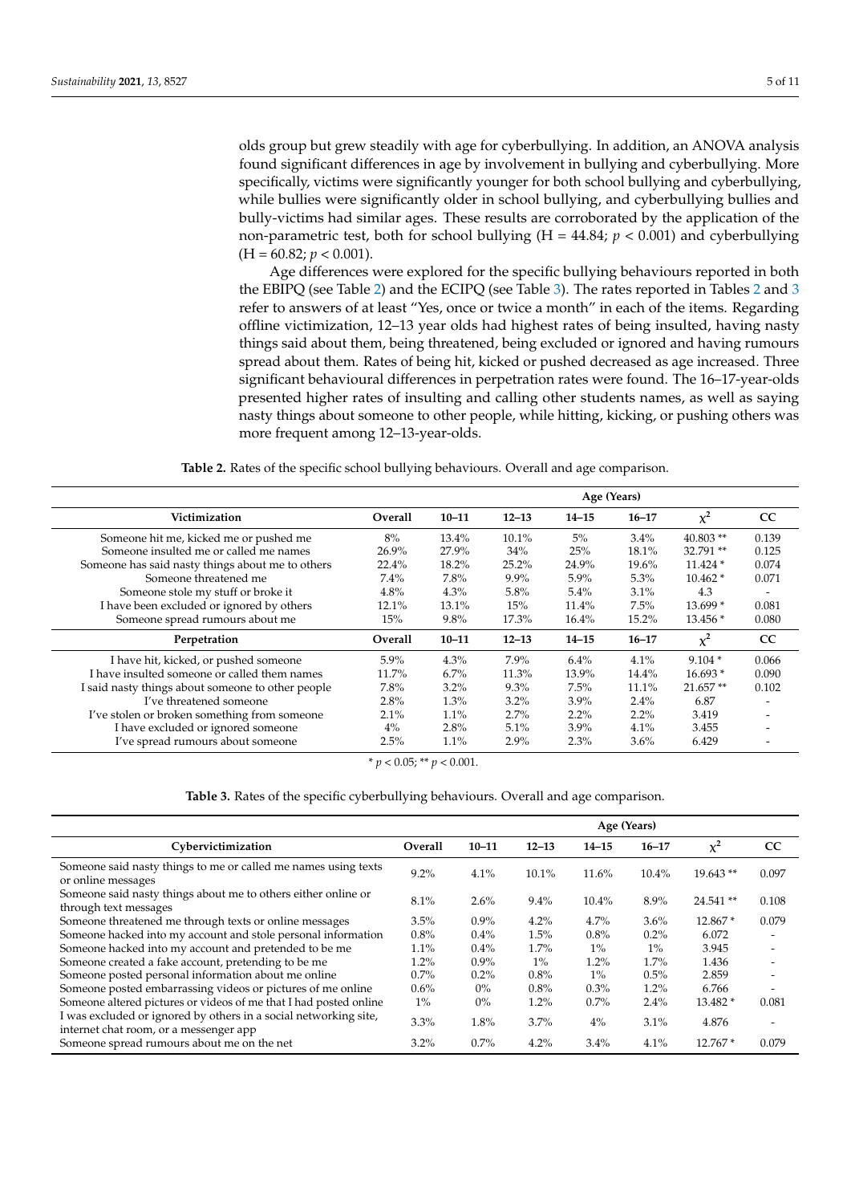olds group but grew steadily with age for cyberbullying. In addition, an ANOVA analysis found significant differences in age by involvement in bullying and cyberbullying. More specifically, victims were significantly younger for both school bullying and cyberbullying, while bullies were significantly older in school bullying, and cyberbullying bullies and bully-victims had similar ages. These results are corroborated by the application of the non-parametric test, both for school bullying (H = 44.84; $p < 0.001$) and cyberbullying (H = 60.82; $p < 0.001$).

Age differences were explored for the specific bullying behaviours reported in both the EBIPQ (see Table 2) and the ECIPQ (see Table 3). The rates reported in Tables 2 and 3 refer to answers of at least "Yes, once or twice a month" in each of the items. Regarding offline victimization, 12–13 year olds had highest rates of being insulted, having nasty things said about them, being threatened, being excluded or ignored and having rumours spread about them. Rates of being hit, kicked or pushed decreased as age increased. Three significant behavioural differences in perpetration rates were found. The 16–17-year-olds presented higher rates of insulting and calling other students names, as well as saying nasty things about someone to other people, while hitting, kicking, or pushing others was more frequent among 12–13-year-olds.

**Table 2.** Rates of the specific school bullying behaviours. Overall and age comparison.

| | | Age (Years) | | | | | |
|---|---|---|---|---|---|---|---|
| **Victimization** | **Overall** | **10–11** | **12–13** | **14–15** | **16–17** | $\chi^2$ | **CC** |
| Someone hit me, kicked me or pushed me | 8% | 13.4% | 10.1% | 5% | 3.4% | 40.803 ** | 0.139 |
| Someone insulted me or called me names | 26.9% | 27.9% | 34% | 25% | 18.1% | 32.791 ** | 0.125 |
| Someone has said nasty things about me to others | 22.4% | 18.2% | 25.2% | 24.9% | 19.6% | 11.424 * | 0.074 |
| Someone threatened me | 7.4% | 7.8% | 9.9% | 5.9% | 5.3% | 10.462 * | 0.071 |
| Someone stole my stuff or broke it | 4.8% | 4.3% | 5.8% | 5.4% | 3.1% | 4.3 | - |
| I have been excluded or ignored by others | 12.1% | 13.1% | 15% | 11.4% | 7.5% | 13.699 * | 0.081 |
| Someone spread rumours about me | 15% | 9.8% | 17.3% | 16.4% | 15.2% | 13.456 * | 0.080 |
| **Perpetration** | **Overall** | **10–11** | **12–13** | **14–15** | **16–17** | $\chi^2$ | **CC** |
| I have hit, kicked, or pushed someone | 5.9% | 4.3% | 7.9% | 6.4% | 4.1% | 9.104 * | 0.066 |
| I have insulted someone or called them names | 11.7% | 6.7% | 11.3% | 13.9% | 14.4% | 16.693 * | 0.090 |
| I said nasty things about someone to other people | 7.8% | 3.2% | 9.3% | 7.5% | 11.1% | 21.657 ** | 0.102 |
| I've threatened someone | 2.8% | 1.3% | 3.2% | 3.9% | 2.4% | 6.87 | - |
| I've stolen or broken something from someone | 2.1% | 1.1% | 2.7% | 2.2% | 2.2% | 3.419 | - |
| I have excluded or ignored someone | 4% | 2.8% | 5.1% | 3.9% | 4.1% | 3.455 | - |
| I've spread rumours about someone | 2.5% | 1.1% | 2.9% | 2.3% | 3.6% | 6.429 | - |

* $p < 0.05$; ** $p < 0.001$.

**Table 3.** Rates of the specific cyberbullying behaviours. Overall and age comparison.

| | | Age (Years) | | | | | |
|---|---|---|---|---|---|---|---|
| **Cybervictimization** | **Overall** | **10–11** | **12–13** | **14–15** | **16–17** | $\chi^2$ | **CC** |
| Someone said nasty things to me or called me names using texts or online messages | 9.2% | 4.1% | 10.1% | 11.6% | 10.4% | 19.643 ** | 0.097 |
| Someone said nasty things about me to others either online or through text messages | 8.1% | 2.6% | 9.4% | 10.4% | 8.9% | 24.541 ** | 0.108 |
| Someone threatened me through texts or online messages | 3.5% | 0.9% | 4.2% | 4.7% | 3.6% | 12.867 * | 0.079 |
| Someone hacked into my account and stole personal information | 0.8% | 0.4% | 1.5% | 0.8% | 0.2% | 6.072 | - |
| Someone hacked into my account and pretended to be me | 1.1% | 0.4% | 1.7% | 1% | 1% | 3.945 | - |
| Someone created a fake account, pretending to be me | 1.2% | 0.9% | 1% | 1.2% | 1.7% | 1.436 | - |
| Someone posted personal information about me online | 0.7% | 0.2% | 0.8% | 1% | 0.5% | 2.859 | - |
| Someone posted embarrassing videos or pictures of me online | 0.6% | 0% | 0.8% | 0.3% | 1.2% | 6.766 | - |
| Someone altered pictures or videos of me that I had posted online | 1% | 0% | 1.2% | 0.7% | 2.4% | 13.482 * | 0.081 |
| I was excluded or ignored by others in a social networking site, internet chat room, or a messenger app | 3.3% | 1.8% | 3.7% | 4% | 3.1% | 4.876 | - |
| Someone spread rumours about me on the net | 3.2% | 0.7% | 4.2% | 3.4% | 4.1% | 12.767 * | 0.079 |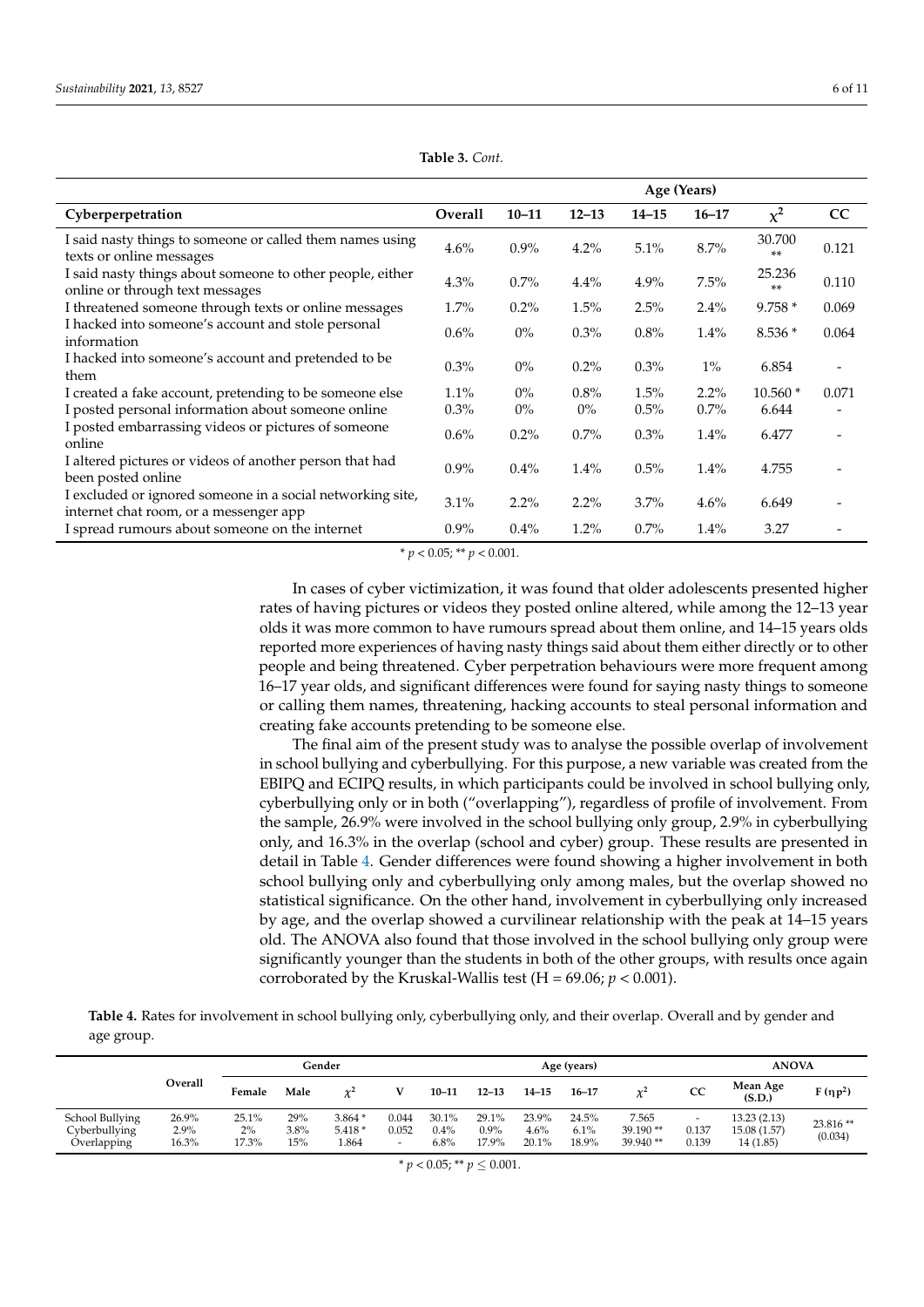**Table 3.** *Cont.*

| Cyberperpetration | Overall | Age (Years) 10–11 | 12–13 | 14–15 | 16–17 | $\chi^2$ | CC |
|---|---|---|---|---|---|---|---|
| I said nasty things to someone or called them names using texts or online messages | 4.6% | 0.9% | 4.2% | 5.1% | 8.7% | 30.700 ** | 0.121 |
| I said nasty things about someone to other people, either online or through text messages | 4.3% | 0.7% | 4.4% | 4.9% | 7.5% | 25.236 ** | 0.110 |
| I threatened someone through texts or online messages | 1.7% | 0.2% | 1.5% | 2.5% | 2.4% | 9.758 * | 0.069 |
| I hacked into someone's account and stole personal information | 0.6% | 0% | 0.3% | 0.8% | 1.4% | 8.536 * | 0.064 |
| I hacked into someone's account and pretended to be them | 0.3% | 0% | 0.2% | 0.3% | 1% | 6.854 | - |
| I created a fake account, pretending to be someone else | 1.1% | 0% | 0.8% | 1.5% | 2.2% | 10.560 * | 0.071 |
| I posted personal information about someone online | 0.3% | 0% | 0% | 0.5% | 0.7% | 6.644 | - |
| I posted embarrassing videos or pictures of someone online | 0.6% | 0.2% | 0.7% | 0.3% | 1.4% | 6.477 | - |
| I altered pictures or videos of another person that had been posted online | 0.9% | 0.4% | 1.4% | 0.5% | 1.4% | 4.755 | - |
| I excluded or ignored someone in a social networking site, internet chat room, or a messenger app | 3.1% | 2.2% | 2.2% | 3.7% | 4.6% | 6.649 | - |
| I spread rumours about someone on the internet | 0.9% | 0.4% | 1.2% | 0.7% | 1.4% | 3.27 | - |

\* $p < 0.05$; ** $p < 0.001$.

In cases of cyber victimization, it was found that older adolescents presented higher rates of having pictures or videos they posted online altered, while among the 12–13 year olds it was more common to have rumours spread about them online, and 14–15 years olds reported more experiences of having nasty things said about them either directly or to other people and being threatened. Cyber perpetration behaviours were more frequent among 16–17 year olds, and significant differences were found for saying nasty things to someone or calling them names, threatening, hacking accounts to steal personal information and creating fake accounts pretending to be someone else.

The final aim of the present study was to analyse the possible overlap of involvement in school bullying and cyberbullying. For this purpose, a new variable was created from the EBIPQ and ECIPQ results, in which participants could be involved in school bullying only, cyberbullying only or in both ("overlapping"), regardless of profile of involvement. From the sample, 26.9% were involved in the school bullying only group, 2.9% in cyberbullying only, and 16.3% in the overlap (school and cyber) group. These results are presented in detail in Table 4. Gender differences were found showing a higher involvement in both school bullying only and cyberbullying only among males, but the overlap showed no statistical significance. On the other hand, involvement in cyberbullying only increased by age, and the overlap showed a curvilinear relationship with the peak at 14–15 years old. The ANOVA also found that those involved in the school bullying only group were significantly younger than the students in both of the other groups, with results once again corroborated by the Kruskal-Wallis test (H = 69.06; $p < 0.001$).

**Table 4.** Rates for involvement in school bullying only, cyberbullying only, and their overlap. Overall and by gender and age group.

| | Overall | Gender Female | Male | $\chi^2$ | V | Age (years) 10–11 | 12–13 | 14–15 | 16–17 | $\chi^2$ | CC | ANOVA Mean Age (S.D.) | $F (\eta p^2)$ |
|---|---|---|---|---|---|---|---|---|---|---|---|---|---|
| School Bullying | 26.9% | 25.1% | 29% | 3.864 * | 0.044 | 30.1% | 29.1% | 23.9% | 24.5% | 7.565 | - | 13.23 (2.13) | 23.816 ** (0.034) |
| Cyberbullying | 2.9% | 2% | 3.8% | 5.418 * | 0.052 | 0.4% | 0.9% | 4.6% | 6.1% | 39.190 ** | 0.137 | 15.08 (1.57) | |
| Overlapping | 16.3% | 17.3% | 15% | 1.864 | - | 6.8% | 17.9% | 20.1% | 18.9% | 39.940 ** | 0.139 | 14 (1.85) | |

\* $p < 0.05$; ** $p \leq 0.001$.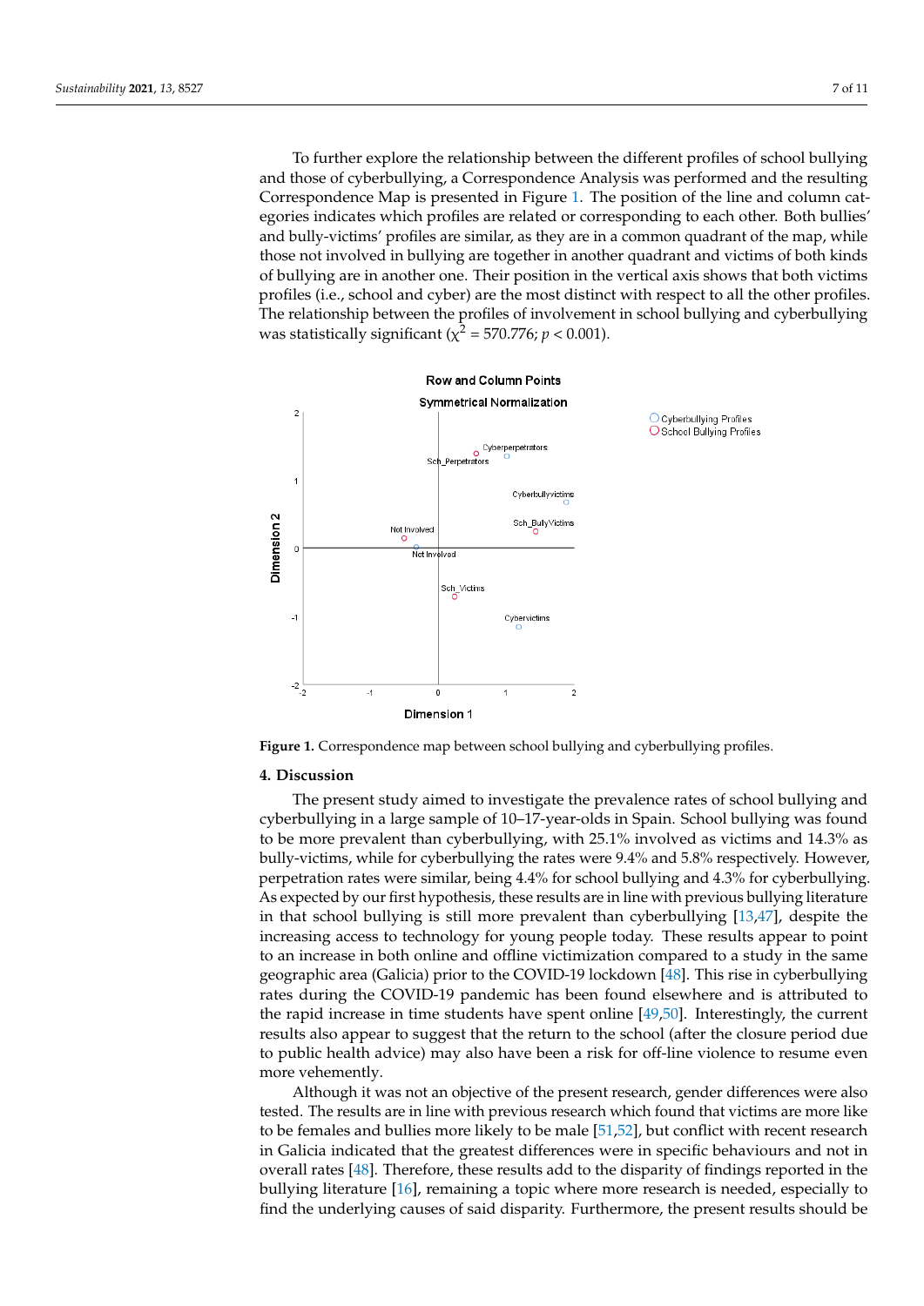To further explore the relationship between the different profiles of school bullying and those of cyberbullying, a Correspondence Analysis was performed and the resulting Correspondence Map is presented in Figure 1. The position of the line and column categories indicates which profiles are related or corresponding to each other. Both bullies' and bully-victims' profiles are similar, as they are in a common quadrant of the map, while those not involved in bullying are together in another quadrant and victims of both kinds of bullying are in another one. Their position in the vertical axis shows that both victims profiles (i.e., school and cyber) are the most distinct with respect to all the other profiles. The relationship between the profiles of involvement in school bullying and cyberbullying was statistically significant ($\chi^2$ = 570.776; $p < 0.001$).

Figure 1. Correspondence map between school bullying and cyberbullying profiles.

## 4. Discussion

The present study aimed to investigate the prevalence rates of school bullying and cyberbullying in a large sample of 10–17-year-olds in Spain. School bullying was found to be more prevalent than cyberbullying, with 25.1% involved as victims and 14.3% as bully-victims, while for cyberbullying the rates were 9.4% and 5.8% respectively. However, perpetration rates were similar, being 4.4% for school bullying and 4.3% for cyberbullying. As expected by our first hypothesis, these results are in line with previous bullying literature in that school bullying is still more prevalent than cyberbullying [13,47], despite the increasing access to technology for young people today. These results appear to point to an increase in both online and offline victimization compared to a study in the same geographic area (Galicia) prior to the COVID-19 lockdown [48]. This rise in cyberbullying rates during the COVID-19 pandemic has been found elsewhere and is attributed to the rapid increase in time students have spent online [49,50]. Interestingly, the current results also appear to suggest that the return to the school (after the closure period due to public health advice) may also have been a risk for off-line violence to resume even more vehemently.

Although it was not an objective of the present research, gender differences were also tested. The results are in line with previous research which found that victims are more like to be females and bullies more likely to be male [51,52], but conflict with recent research in Galicia indicated that the greatest differences were in specific behaviours and not in overall rates [48]. Therefore, these results add to the disparity of findings reported in the bullying literature [16], remaining a topic where more research is needed, especially to find the underlying causes of said disparity. Furthermore, the present results should be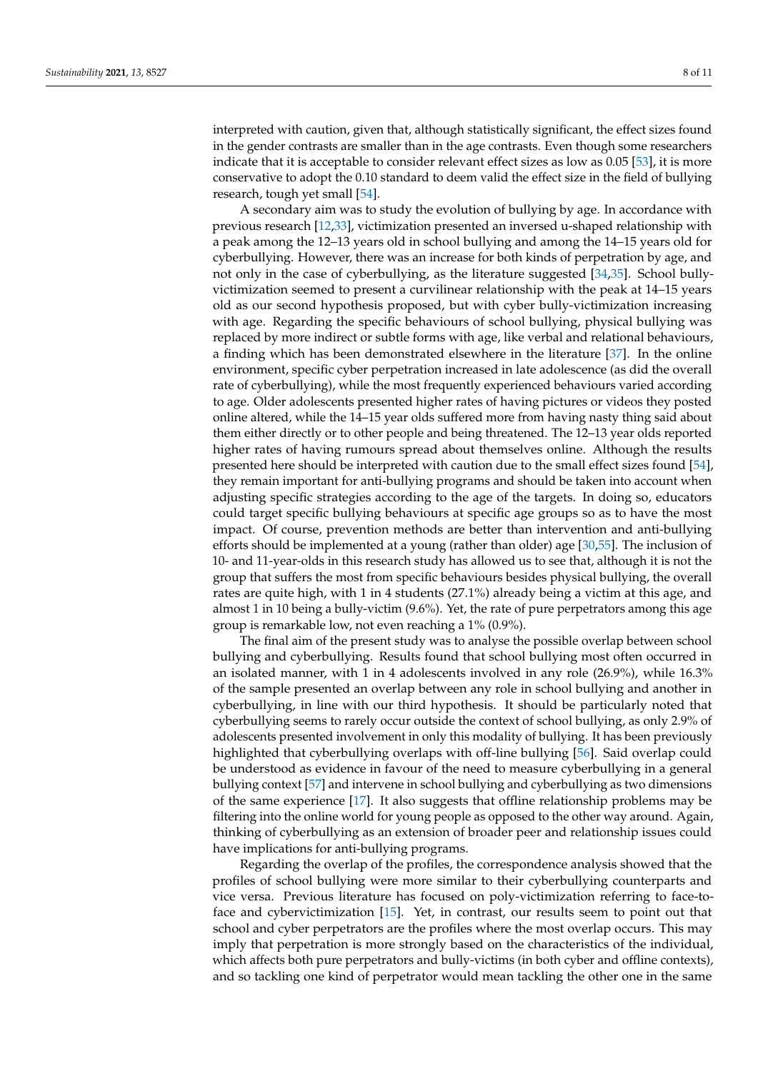interpreted with caution, given that, although statistically significant, the effect sizes found in the gender contrasts are smaller than in the age contrasts. Even though some researchers indicate that it is acceptable to consider relevant effect sizes as low as 0.05 [53], it is more conservative to adopt the 0.10 standard to deem valid the effect size in the field of bullying research, tough yet small [54].

A secondary aim was to study the evolution of bullying by age. In accordance with previous research [12,33], victimization presented an inversed u-shaped relationship with a peak among the 12–13 years old in school bullying and among the 14–15 years old for cyberbullying. However, there was an increase for both kinds of perpetration by age, and not only in the case of cyberbullying, as the literature suggested [34,35]. School bully-victimization seemed to present a curvilinear relationship with the peak at 14–15 years old as our second hypothesis proposed, but with cyber bully-victimization increasing with age. Regarding the specific behaviours of school bullying, physical bullying was replaced by more indirect or subtle forms with age, like verbal and relational behaviours, a finding which has been demonstrated elsewhere in the literature [37]. In the online environment, specific cyber perpetration increased in late adolescence (as did the overall rate of cyberbullying), while the most frequently experienced behaviours varied according to age. Older adolescents presented higher rates of having pictures or videos they posted online altered, while the 14–15 year olds suffered more from having nasty thing said about them either directly or to other people and being threatened. The 12–13 year olds reported higher rates of having rumours spread about themselves online. Although the results presented here should be interpreted with caution due to the small effect sizes found [54], they remain important for anti-bullying programs and should be taken into account when adjusting specific strategies according to the age of the targets. In doing so, educators could target specific bullying behaviours at specific age groups so as to have the most impact. Of course, prevention methods are better than intervention and anti-bullying efforts should be implemented at a young (rather than older) age [30,55]. The inclusion of 10- and 11-year-olds in this research study has allowed us to see that, although it is not the group that suffers the most from specific behaviours besides physical bullying, the overall rates are quite high, with 1 in 4 students (27.1%) already being a victim at this age, and almost 1 in 10 being a bully-victim (9.6%). Yet, the rate of pure perpetrators among this age group is remarkable low, not even reaching a 1% (0.9%).

The final aim of the present study was to analyse the possible overlap between school bullying and cyberbullying. Results found that school bullying most often occurred in an isolated manner, with 1 in 4 adolescents involved in any role (26.9%), while 16.3% of the sample presented an overlap between any role in school bullying and another in cyberbullying, in line with our third hypothesis. It should be particularly noted that cyberbullying seems to rarely occur outside the context of school bullying, as only 2.9% of adolescents presented involvement in only this modality of bullying. It has been previously highlighted that cyberbullying overlaps with off-line bullying [56]. Said overlap could be understood as evidence in favour of the need to measure cyberbullying in a general bullying context [57] and intervene in school bullying and cyberbullying as two dimensions of the same experience [17]. It also suggests that offline relationship problems may be filtering into the online world for young people as opposed to the other way around. Again, thinking of cyberbullying as an extension of broader peer and relationship issues could have implications for anti-bullying programs.

Regarding the overlap of the profiles, the correspondence analysis showed that the profiles of school bullying were more similar to their cyberbullying counterparts and vice versa. Previous literature has focused on poly-victimization referring to face-to-face and cybervictimization [15]. Yet, in contrast, our results seem to point out that school and cyber perpetrators are the profiles where the most overlap occurs. This may imply that perpetration is more strongly based on the characteristics of the individual, which affects both pure perpetrators and bully-victims (in both cyber and offline contexts), and so tackling one kind of perpetrator would mean tackling the other one in the same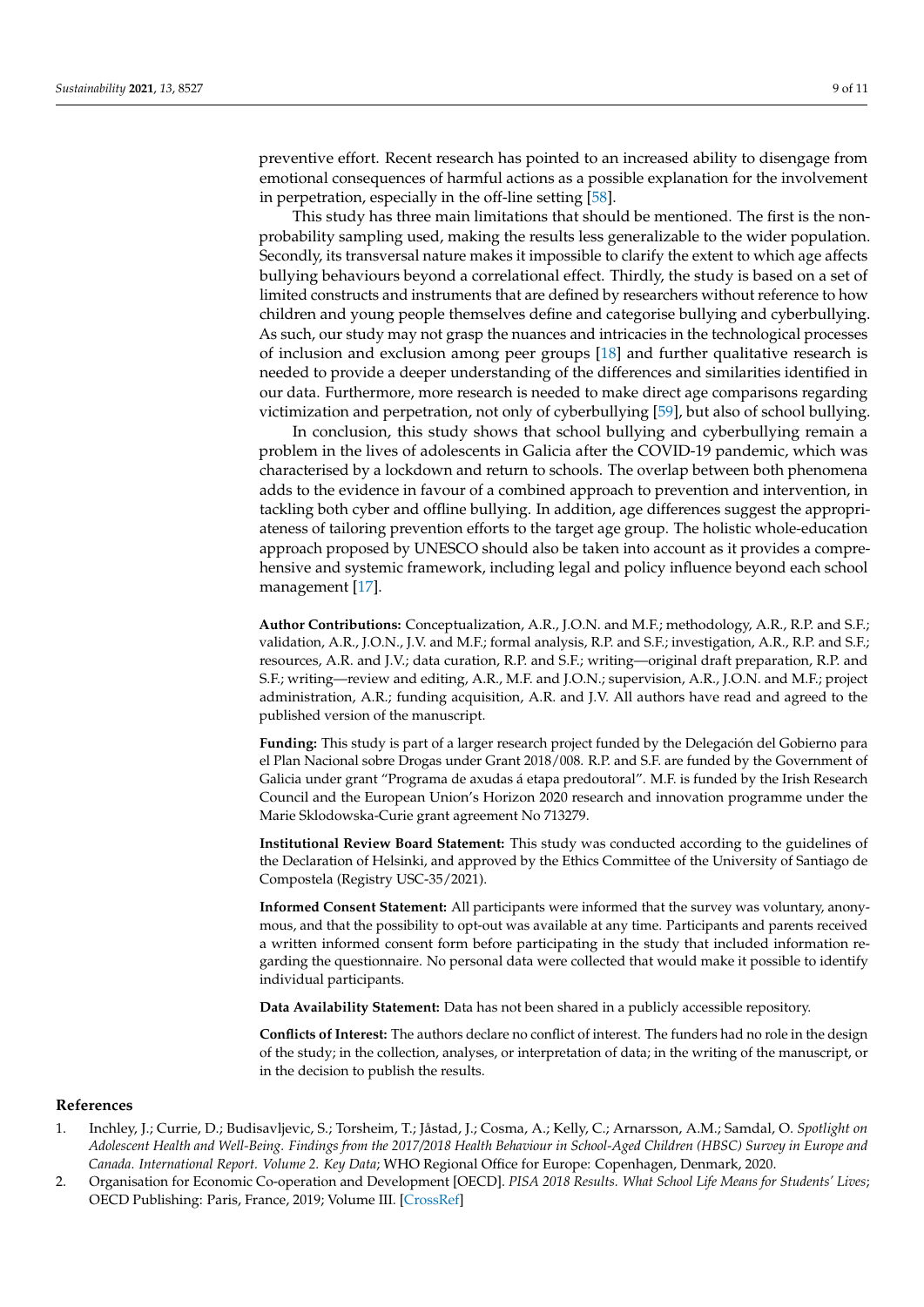preventive effort. Recent research has pointed to an increased ability to disengage from emotional consequences of harmful actions as a possible explanation for the involvement in perpetration, especially in the off-line setting [58].

This study has three main limitations that should be mentioned. The first is the non-probability sampling used, making the results less generalizable to the wider population. Secondly, its transversal nature makes it impossible to clarify the extent to which age affects bullying behaviours beyond a correlational effect. Thirdly, the study is based on a set of limited constructs and instruments that are defined by researchers without reference to how children and young people themselves define and categorise bullying and cyberbullying. As such, our study may not grasp the nuances and intricacies in the technological processes of inclusion and exclusion among peer groups [18] and further qualitative research is needed to provide a deeper understanding of the differences and similarities identified in our data. Furthermore, more research is needed to make direct age comparisons regarding victimization and perpetration, not only of cyberbullying [59], but also of school bullying.

In conclusion, this study shows that school bullying and cyberbullying remain a problem in the lives of adolescents in Galicia after the COVID-19 pandemic, which was characterised by a lockdown and return to schools. The overlap between both phenomena adds to the evidence in favour of a combined approach to prevention and intervention, in tackling both cyber and offline bullying. In addition, age differences suggest the appropriateness of tailoring prevention efforts to the target age group. The holistic whole-education approach proposed by UNESCO should also be taken into account as it provides a comprehensive and systemic framework, including legal and policy influence beyond each school management [17].

**Author Contributions:** Conceptualization, A.R., J.O.N. and M.F.; methodology, A.R., R.P. and S.F.; validation, A.R., J.O.N., J.V. and M.F.; formal analysis, R.P. and S.F.; investigation, A.R., R.P. and S.F.; resources, A.R. and J.V.; data curation, R.P. and S.F.; writing—original draft preparation, R.P. and S.F.; writing—review and editing, A.R., M.F. and J.O.N.; supervision, A.R., J.O.N. and M.F.; project administration, A.R.; funding acquisition, A.R. and J.V. All authors have read and agreed to the published version of the manuscript.

**Funding:** This study is part of a larger research project funded by the Delegación del Gobierno para el Plan Nacional sobre Drogas under Grant 2018/008. R.P. and S.F. are funded by the Government of Galicia under grant "Programa de axudas á etapa predoutoral". M.F. is funded by the Irish Research Council and the European Union's Horizon 2020 research and innovation programme under the Marie Sklodowska-Curie grant agreement No 713279.

**Institutional Review Board Statement:** This study was conducted according to the guidelines of the Declaration of Helsinki, and approved by the Ethics Committee of the University of Santiago de Compostela (Registry USC-35/2021).

**Informed Consent Statement:** All participants were informed that the survey was voluntary, anonymous, and that the possibility to opt-out was available at any time. Participants and parents received a written informed consent form before participating in the study that included information regarding the questionnaire. No personal data were collected that would make it possible to identify individual participants.

**Data Availability Statement:** Data has not been shared in a publicly accessible repository.

**Conflicts of Interest:** The authors declare no conflict of interest. The funders had no role in the design of the study; in the collection, analyses, or interpretation of data; in the writing of the manuscript, or in the decision to publish the results.

## References

1. Inchley, J.; Currie, D.; Budisavljevic, S.; Torsheim, T.; Jåstad, J.; Cosma, A.; Kelly, C.; Arnarsson, A.M.; Samdal, O. *Spotlight on Adolescent Health and Well-Being. Findings from the 2017/2018 Health Behaviour in School-Aged Children (HBSC) Survey in Europe and Canada. International Report. Volume 2. Key Data*; WHO Regional Office for Europe: Copenhagen, Denmark, 2020.
2. Organisation for Economic Co-operation and Development [OECD]. *PISA 2018 Results. What School Life Means for Students' Lives*; OECD Publishing: Paris, France, 2019; Volume III. [CrossRef]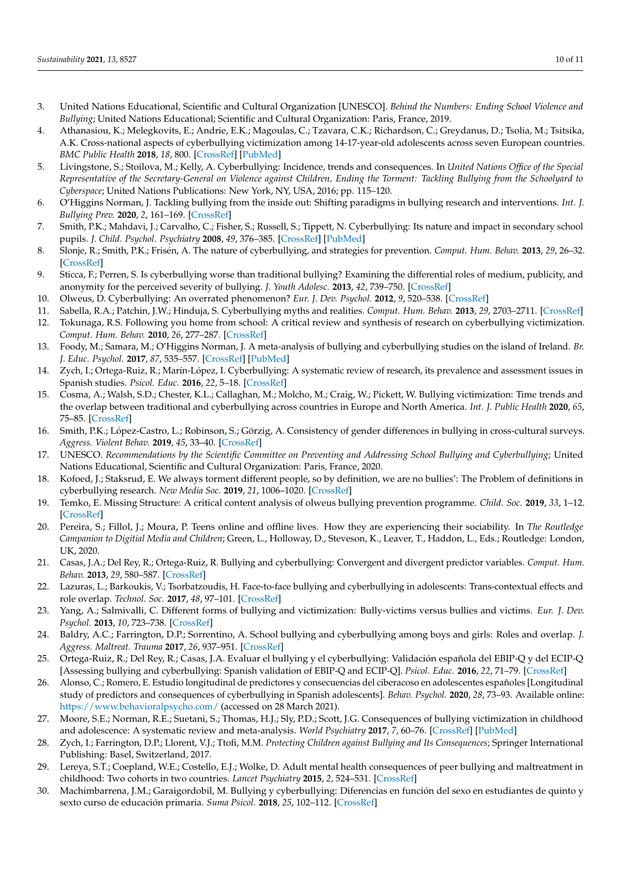3. United Nations Educational, Scientific and Cultural Organization [UNESCO]. *Behind the Numbers: Ending School Violence and Bullying*; United Nations Educational; Scientific and Cultural Organization: Paris, France, 2019.
4. Athanasiou, K.; Melegkovits, E.; Andrie, E.K.; Magoulas, C.; Tzavara, C.K.; Richardson, C.; Greydanus, D.; Tsolia, M.; Tsitsika, A.K. Cross-national aspects of cyberbullying victimization among 14-17-year-old adolescents across seven European countries. *BMC Public Health* **2018**, *18*, 800. [CrossRef] [PubMed]
5. Livingstone, S.; Stoilova, M.; Kelly, A. Cyberbullying: Incidence, trends and consequences. In *United Nations Office of the Special Representative of the Secretary-General on Violence against Children, Ending the Torment: Tackling Bullying from the Schoolyard to Cyberspace*; United Nations Publications: New York, NY, USA, 2016; pp. 115–120.
6. O'Higgins Norman, J. Tackling bullying from the inside out: Shifting paradigms in bullying research and interventions. *Int. J. Bullying Prev.* **2020**, *2*, 161–169. [CrossRef]
7. Smith, P.K.; Mahdavi, J.; Carvalho, C.; Fisher, S.; Russell, S.; Tippett, N. Cyberbullying: Its nature and impact in secondary school pupils. *J. Child. Psychol. Psychiatry* **2008**, *49*, 376–385. [CrossRef] [PubMed]
8. Slonje, R.; Smith, P.K.; Frisén, A. The nature of cyberbullying, and strategies for prevention. *Comput. Hum. Behav.* **2013**, *29*, 26–32. [CrossRef]
9. Sticca, F.; Perren, S. Is cyberbullying worse than traditional bullying? Examining the differential roles of medium, publicity, and anonymity for the perceived severity of bullying. *J. Youth Adolesc.* **2013**, *42*, 739–750. [CrossRef]
10. Olweus, D. Cyberbullying: An overrated phenomenon? *Eur. J. Dev. Psychol.* **2012**, *9*, 520–538. [CrossRef]
11. Sabella, R.A.; Patchin, J.W.; Hinduja, S. Cyberbullying myths and realities. *Comput. Hum. Behav.* **2013**, *29*, 2703–2711. [CrossRef]
12. Tokunaga, R.S. Following you home from school: A critical review and synthesis of research on cyberbullying victimization. *Comput. Hum. Behav.* **2010**, *26*, 277–287. [CrossRef]
13. Foody, M.; Samara, M.; O'Higgins Norman, J. A meta-analysis of bullying and cyberbullying studies on the island of Ireland. *Br. J. Educ. Psychol.* **2017**, *87*, 535–557. [CrossRef] [PubMed]
14. Zych, I.; Ortega-Ruiz, R.; Marín-López, I. Cyberbullying: A systematic review of research, its prevalence and assessment issues in Spanish studies. *Psicol. Educ.* **2016**, *22*, 5–18. [CrossRef]
15. Cosma, A.; Walsh, S.D.; Chester, K.L.; Callaghan, M.; Molcho, M.; Craig, W.; Pickett, W. Bullying victimization: Time trends and the overlap between traditional and cyberbullying across countries in Europe and North America. *Int. J. Public Health* **2020**, *65*, 75–85. [CrossRef]
16. Smith, P.K.; López-Castro, L.; Robinson, S.; Görzig, A. Consistency of gender differences in bullying in cross-cultural surveys. *Aggress. Violent Behav.* **2019**, *45*, 33–40. [CrossRef]
17. UNESCO. *Recommendations by the Scientific Committee on Preventing and Addressing School Bullying and Cyberbullying*; United Nations Educational, Scientific and Cultural Organization: Paris, France, 2020.
18. Kofoed, J.; Staksrud, E. We always torment different people, so by definition, we are no bullies': The Problem of definitions in cyberbullying research. *New Media Soc.* **2019**, *21*, 1006–1020. [CrossRef]
19. Temko, E. Missing Structure: A critical content analysis of olweus bullying prevention programme. *Child. Soc.* **2019**, *33*, 1–12. [CrossRef]
20. Pereira, S.; Fillol, J.; Moura, P. Teens online and offline lives. How they are experiencing their sociability. In *The Routledge Campanion to Digitial Media and Children*; Green, L., Holloway, D., Steveson, K., Leaver, T., Haddon, L., Eds.; Routledge: London, UK, 2020.
21. Casas, J.A.; Del Rey, R.; Ortega-Ruiz, R. Bullying and cyberbullying: Convergent and divergent predictor variables. *Comput. Hum. Behav.* **2013**, *29*, 580–587. [CrossRef]
22. Lazuras, L.; Barkoukis, V.; Tsorbatzoudis, H. Face-to-face bullying and cyberbullying in adolescents: Trans-contextual effects and role overlap. *Technol. Soc.* **2017**, *48*, 97–101. [CrossRef]
23. Yang, A.; Salmivalli, C. Different forms of bullying and victimization: Bully-victims versus bullies and victims. *Eur. J. Dev. Psychol.* **2013**, *10*, 723–738. [CrossRef]
24. Baldry, A.C.; Farrington, D.P.; Sorrentino, A. School bullying and cyberbullying among boys and girls: Roles and overlap. *J. Aggress. Maltreat. Trauma* **2017**, *26*, 937–951. [CrossRef]
25. Ortega-Ruiz, R.; Del Rey, R.; Casas, J.A. Evaluar el bullying y el cyberbullying: Validación española del EBIP-Q y del ECIP-Q [Assessing bullying and cyberbullying: Spanish validation of EBIP-Q and ECIP-Q]. *Psicol. Educ.* **2016**, *22*, 71–79. [CrossRef]
26. Alonso, C.; Romero, E. Estudio longitudinal de predictores y consecuencias del ciberacoso en adolescentes españoles [Longitudinal study of predictors and consequences of cyberbullying in Spanish adolescents]. *Behav. Psychol.* **2020**, *28*, 73–93. Available online: https://www.behavioralpsycho.com/ (accessed on 28 March 2021).
27. Moore, S.E.; Norman, R.E.; Suetani, S.; Thomas, H.J.; Sly, P.D.; Scott, J.G. Consequences of bullying victimization in childhood and adolescence: A systematic review and meta-analysis. *World Psychiatry* **2017**, *7*, 60–76. [CrossRef] [PubMed]
28. Zych, I.; Farrington, D.P.; Llorent, V.J.; Ttofi, M.M. *Protecting Children against Bullying and Its Consequences*; Springer International Publishing: Basel, Switzerland, 2017.
29. Lereya, S.T.; Coepland, W.E.; Costello, E.J.; Wolke, D. Adult mental health consequences of peer bullying and maltreatment in childhood: Two cohorts in two countries. *Lancet Psychiatry* **2015**, *2*, 524–531. [CrossRef]
30. Machimbarrena, J.M.; Garaigordobil, M. Bullying y cyberbullying: Diferencias en función del sexo en estudiantes de quinto y sexto curso de educación primaria. *Suma Psicol.* **2018**, *25*, 102–112. [CrossRef]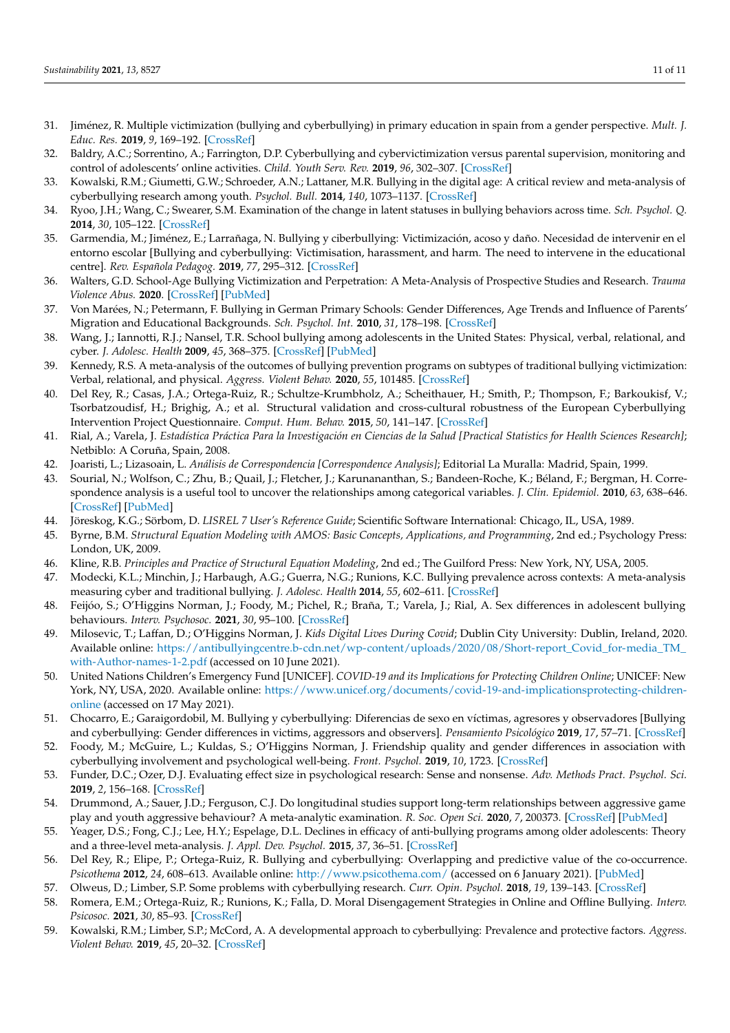31. Jiménez, R. Multiple victimization (bullying and cyberbullying) in primary education in spain from a gender perspective. *Mult. J. Educ. Res.* **2019**, *9*, 169–192. [CrossRef]
32. Baldry, A.C.; Sorrentino, A.; Farrington, D.P. Cyberbullying and cybervictimization versus parental supervision, monitoring and control of adolescents' online activities. *Child. Youth Serv. Rev.* **2019**, *96*, 302–307. [CrossRef]
33. Kowalski, R.M.; Giumetti, G.W.; Schroeder, A.N.; Lattaner, M.R. Bullying in the digital age: A critical review and meta-analysis of cyberbullying research among youth. *Psychol. Bull.* **2014**, *140*, 1073–1137. [CrossRef]
34. Ryoo, J.H.; Wang, C.; Swearer, S.M. Examination of the change in latent statuses in bullying behaviors across time. *Sch. Psychol. Q.* **2014**, *30*, 105–122. [CrossRef]
35. Garmendia, M.; Jiménez, E.; Larrañaga, N. Bullying y ciberbullying: Victimización, acoso y daño. Necesidad de intervenir en el entorno escolar [Bullying and cyberbullying: Victimisation, harassment, and harm. The need to intervene in the educational centre]. *Rev. Española Pedagog.* **2019**, *77*, 295–312. [CrossRef]
36. Walters, G.D. School-Age Bullying Victimization and Perpetration: A Meta-Analysis of Prospective Studies and Research. *Trauma Violence Abus.* **2020**. [CrossRef] [PubMed]
37. Von Marées, N.; Petermann, F. Bullying in German Primary Schools: Gender Differences, Age Trends and Influence of Parents' Migration and Educational Backgrounds. *Sch. Psychol. Int.* **2010**, *31*, 178–198. [CrossRef]
38. Wang, J.; Iannotti, R.J.; Nansel, T.R. School bullying among adolescents in the United States: Physical, verbal, relational, and cyber. *J. Adolesc. Health* **2009**, *45*, 368–375. [CrossRef] [PubMed]
39. Kennedy, R.S. A meta-analysis of the outcomes of bullying prevention programs on subtypes of traditional bullying victimization: Verbal, relational, and physical. *Aggress. Violent Behav.* **2020**, *55*, 101485. [CrossRef]
40. Del Rey, R.; Casas, J.A.; Ortega-Ruiz, R.; Schultze-Krumbholz, A.; Scheithauer, H.; Smith, P.; Thompson, F.; Barkoukisf, V.; Tsorbatzoudisf, H.; Brighig, A.; et al. Structural validation and cross-cultural robustness of the European Cyberbullying Intervention Project Questionnaire. *Comput. Hum. Behav.* **2015**, *50*, 141–147. [CrossRef]
41. Rial, A.; Varela, J. *Estadística Práctica Para la Investigación en Ciencias de la Salud [Practical Statistics for Health Sciences Research]*; Netbiblo: A Coruña, Spain, 2008.
42. Joaristi, L.; Lizasoain, L. *Análisis de Correspondencia [Correspondence Analysis]*; Editorial La Muralla: Madrid, Spain, 1999.
43. Sourial, N.; Wolfson, C.; Zhu, B.; Quail, J.; Fletcher, J.; Karunananthan, S.; Bandeen-Roche, K.; Béland, F.; Bergman, H. Correspondence analysis is a useful tool to uncover the relationships among categorical variables. *J. Clin. Epidemiol.* **2010**, *63*, 638–646. [CrossRef] [PubMed]
44. Jöreskog, K.G.; Sörbom, D. *LISREL 7 User's Reference Guide*; Scientific Software International: Chicago, IL, USA, 1989.
45. Byrne, B.M. *Structural Equation Modeling with AMOS: Basic Concepts, Applications, and Programming*, 2nd ed.; Psychology Press: London, UK, 2009.
46. Kline, R.B. *Principles and Practice of Structural Equation Modeling*, 2nd ed.; The Guilford Press: New York, NY, USA, 2005.
47. Modecki, K.L.; Minchin, J.; Harbaugh, A.G.; Guerra, N.G.; Runions, K.C. Bullying prevalence across contexts: A meta-analysis measuring cyber and traditional bullying. *J. Adolesc. Health* **2014**, *55*, 602–611. [CrossRef]
48. Feijóo, S.; O'Higgins Norman, J.; Foody, M.; Pichel, R.; Braña, T.; Varela, J.; Rial, A. Sex differences in adolescent bullying behaviours. *Interv. Psychosoc.* **2021**, *30*, 95–100. [CrossRef]
49. Milosevic, T.; Laffan, D.; O'Higgins Norman, J. *Kids Digital Lives During Covid*; Dublin City University: Dublin, Ireland, 2020. Available online: https://antibullyingcentre.b-cdn.net/wp-content/uploads/2020/08/Short-report_Covid_for-media_TM_with-Author-names-1-2.pdf (accessed on 10 June 2021).
50. United Nations Children's Emergency Fund [UNICEF]. *COVID-19 and its Implications for Protecting Children Online*; UNICEF: New York, NY, USA, 2020. Available online: https://www.unicef.org/documents/covid-19-and-implicationsprotecting-children-online (accessed on 17 May 2021).
51. Chocarro, E.; Garaigordobil, M. Bullying y cyberbullying: Diferencias de sexo en víctimas, agresores y observadores [Bullying and cyberbullying: Gender differences in victims, aggressors and observers]. *Pensamiento Psicológico* **2019**, *17*, 57–71. [CrossRef]
52. Foody, M.; McGuire, L.; Kuldas, S.; O'Higgins Norman, J. Friendship quality and gender differences in association with cyberbullying involvement and psychological well-being. *Front. Psychol.* **2019**, *10*, 1723. [CrossRef]
53. Funder, D.C.; Ozer, D.J. Evaluating effect size in psychological research: Sense and nonsense. *Adv. Methods Pract. Psychol. Sci.* **2019**, *2*, 156–168. [CrossRef]
54. Drummond, A.; Sauer, J.D.; Ferguson, C.J. Do longitudinal studies support long-term relationships between aggressive game play and youth aggressive behaviour? A meta-analytic examination. *R. Soc. Open Sci.* **2020**, *7*, 200373. [CrossRef] [PubMed]
55. Yeager, D.S.; Fong, C.J.; Lee, H.Y.; Espelage, D.L. Declines in efficacy of anti-bullying programs among older adolescents: Theory and a three-level meta-analysis. *J. Appl. Dev. Psychol.* **2015**, *37*, 36–51. [CrossRef]
56. Del Rey, R.; Elipe, P.; Ortega-Ruiz, R. Bullying and cyberbullying: Overlapping and predictive value of the co-occurrence. *Psicothema* **2012**, *24*, 608–613. Available online: http://www.psicothema.com/ (accessed on 6 January 2021). [PubMed]
57. Olweus, D.; Limber, S.P. Some problems with cyberbullying research. *Curr. Opin. Psychol.* **2018**, *19*, 139–143. [CrossRef]
58. Romera, E.M.; Ortega-Ruiz, R.; Runions, K.; Falla, D. Moral Disengagement Strategies in Online and Offline Bullying. *Interv. Psicosoc.* **2021**, *30*, 85–93. [CrossRef]
59. Kowalski, R.M.; Limber, S.P.; McCord, A. A developmental approach to cyberbullying: Prevalence and protective factors. *Aggress. Violent Behav.* **2019**, *45*, 20–32. [CrossRef]